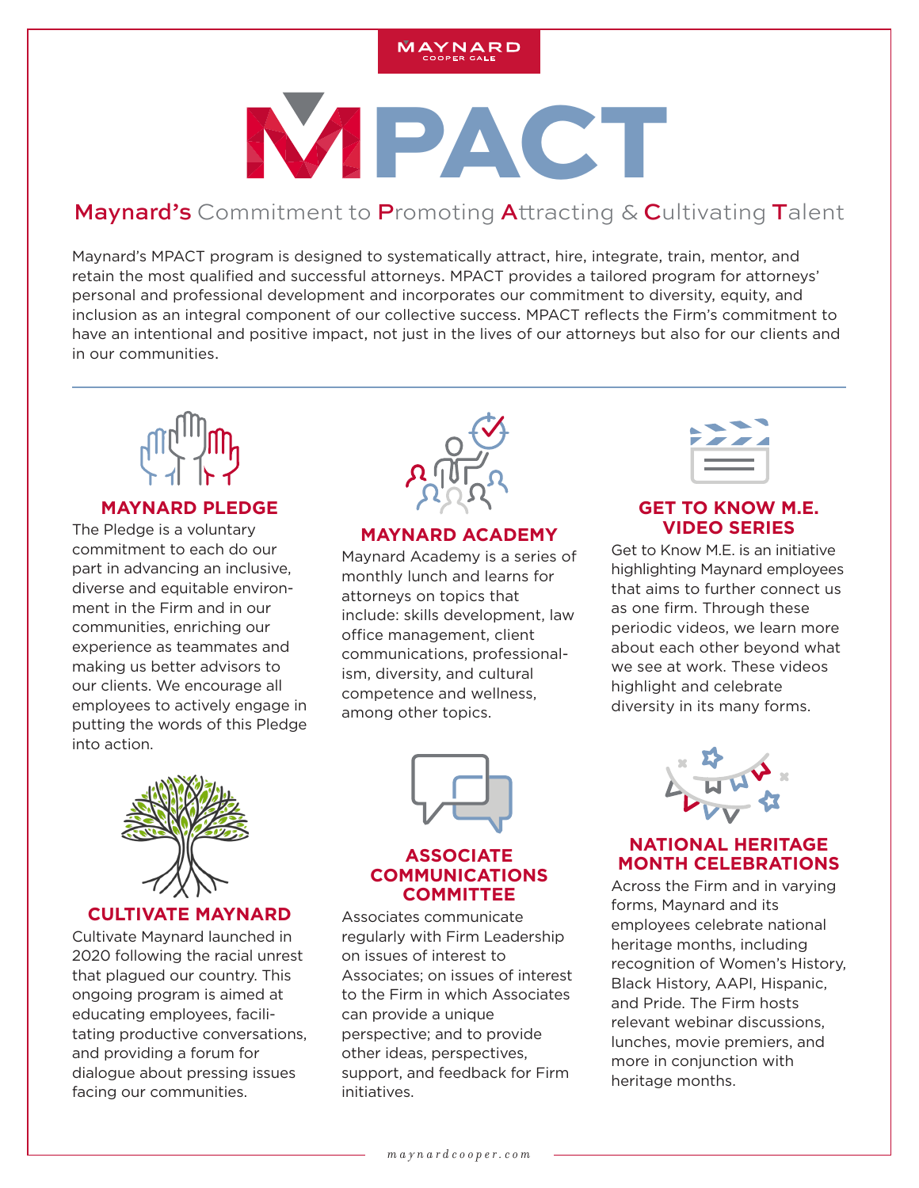MAYNARD
COOPER GALE

# MPACT

## Maynard's Commitment to Promoting Attracting & Cultivating Talent

Maynard's MPACT program is designed to systematically attract, hire, integrate, train, mentor, and retain the most qualified and successful attorneys. MPACT provides a tailored program for attorneys' personal and professional development and incorporates our commitment to diversity, equity, and inclusion as an integral component of our collective success. MPACT reflects the Firm's commitment to have an intentional and positive impact, not just in the lives of our attorneys but also for our clients and in our communities.

### MAYNARD PLEDGE

The Pledge is a voluntary commitment to each do our part in advancing an inclusive, diverse and equitable environment in the Firm and in our communities, enriching our experience as teammates and making us better advisors to our clients. We encourage all employees to actively engage in putting the words of this Pledge into action.

### MAYNARD ACADEMY

Maynard Academy is a series of monthly lunch and learns for attorneys on topics that include: skills development, law office management, client communications, professionalism, diversity, and cultural competence and wellness, among other topics.

### GET TO KNOW M.E. VIDEO SERIES

Get to Know M.E. is an initiative highlighting Maynard employees that aims to further connect us as one firm. Through these periodic videos, we learn more about each other beyond what we see at work. These videos highlight and celebrate diversity in its many forms.

### CULTIVATE MAYNARD

Cultivate Maynard launched in 2020 following the racial unrest that plagued our country. This ongoing program is aimed at educating employees, facilitating productive conversations, and providing a forum for dialogue about pressing issues facing our communities.

### ASSOCIATE COMMUNICATIONS COMMITTEE

Associates communicate regularly with Firm Leadership on issues of interest to Associates; on issues of interest to the Firm in which Associates can provide a unique perspective; and to provide other ideas, perspectives, support, and feedback for Firm initiatives.

### NATIONAL HERITAGE MONTH CELEBRATIONS

Across the Firm and in varying forms, Maynard and its employees celebrate national heritage months, including recognition of Women's History, Black History, AAPI, Hispanic, and Pride. The Firm hosts relevant webinar discussions, lunches, movie premiers, and more in conjunction with heritage months.

maynardcooper.com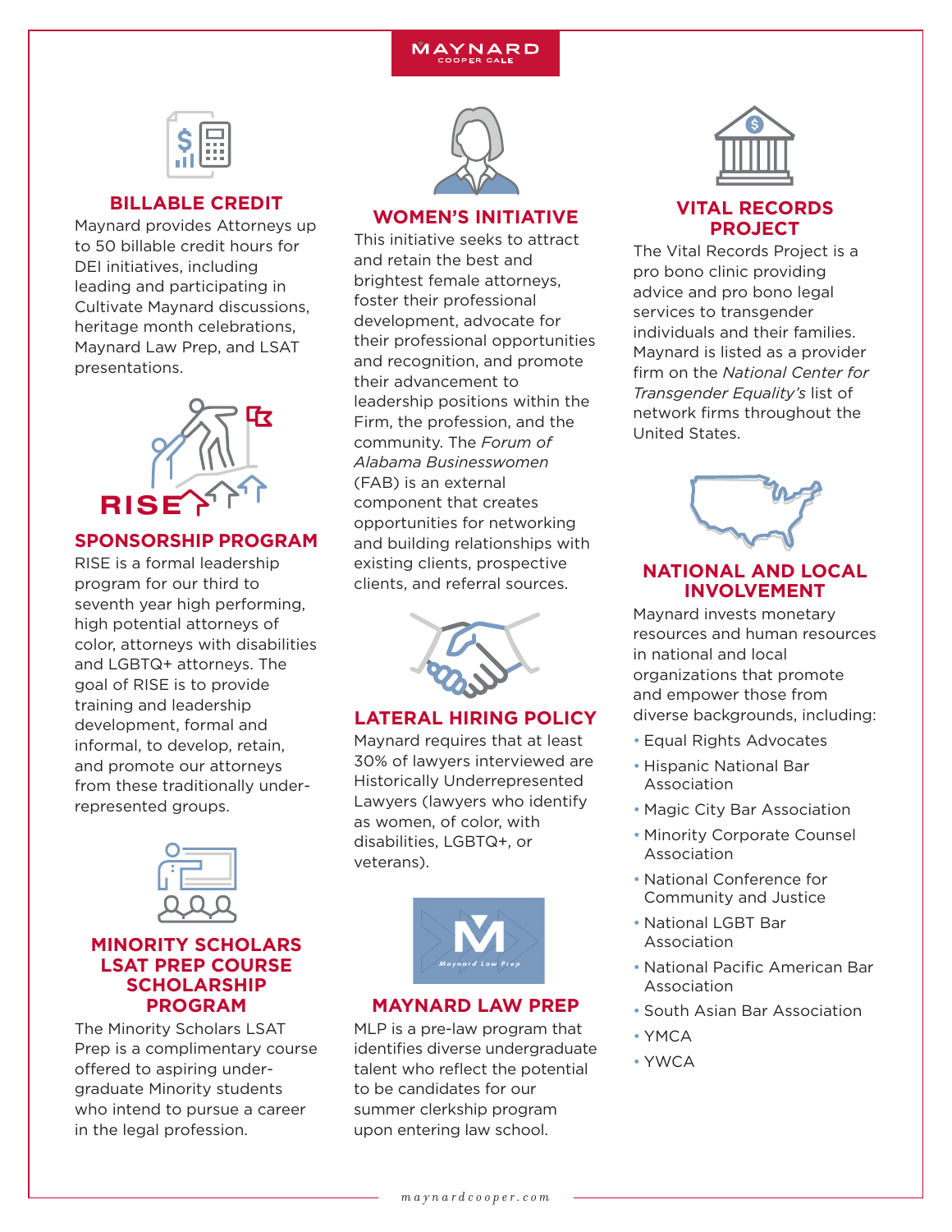## BILLABLE CREDIT

Maynard provides Attorneys up to 50 billable credit hours for DEI initiatives, including leading and participating in Cultivate Maynard discussions, heritage month celebrations, Maynard Law Prep, and LSAT presentations.

RISE

## SPONSORSHIP PROGRAM

RISE is a formal leadership program for our third to seventh year high performing, high potential attorneys of color, attorneys with disabilities and LGBTQ+ attorneys. The goal of RISE is to provide training and leadership development, formal and informal, to develop, retain, and promote our attorneys from these traditionally under-represented groups.

## MINORITY SCHOLARS LSAT PREP COURSE SCHOLARSHIP PROGRAM

The Minority Scholars LSAT Prep is a complimentary course offered to aspiring under-graduate Minority students who intend to pursue a career in the legal profession.

## WOMEN'S INITIATIVE

This initiative seeks to attract and retain the best and brightest female attorneys, foster their professional development, advocate for their professional opportunities and recognition, and promote their advancement to leadership positions within the Firm, the profession, and the community. The *Forum of Alabama Businesswomen* (FAB) is an external component that creates opportunities for networking and building relationships with existing clients, prospective clients, and referral sources.

## LATERAL HIRING POLICY

Maynard requires that at least 30% of lawyers interviewed are Historically Underrepresented Lawyers (lawyers who identify as women, of color, with disabilities, LGBTQ+, or veterans).

## MAYNARD LAW PREP

MLP is a pre-law program that identifies diverse undergraduate talent who reflect the potential to be candidates for our summer clerkship program upon entering law school.

## VITAL RECORDS PROJECT

The Vital Records Project is a pro bono clinic providing advice and pro bono legal services to transgender individuals and their families. Maynard is listed as a provider firm on the *National Center for Transgender Equality's* list of network firms throughout the United States.

## NATIONAL AND LOCAL INVOLVEMENT

Maynard invests monetary resources and human resources in national and local organizations that promote and empower those from diverse backgrounds, including:

- Equal Rights Advocates
- Hispanic National Bar Association
- Magic City Bar Association
- Minority Corporate Counsel Association
- National Conference for Community and Justice
- National LGBT Bar Association
- National Pacific American Bar Association
- South Asian Bar Association
- YMCA
- YWCA